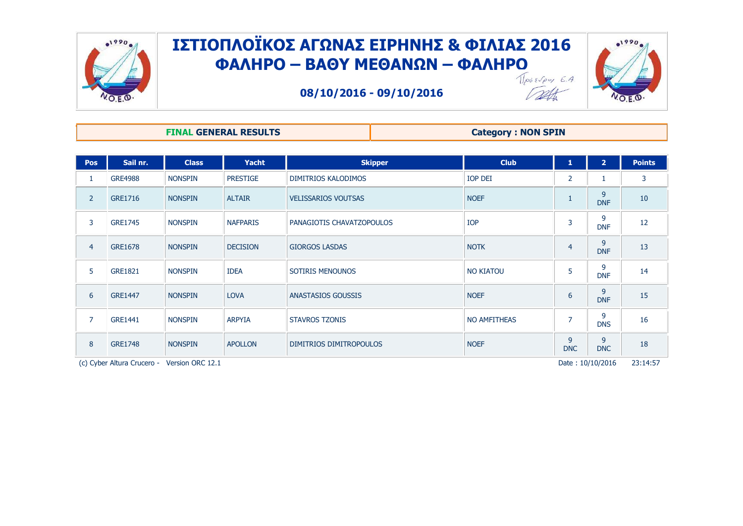# ΙΣΤΙΟΠΛΟΪΚΟΣ ΑΓΩΝΑΣ ΕΙΡΗΝΗΣ & ΦΙΛΙΑΣ 2016

## ΦΑΛΗΡΟ – ΒΑΘΥ ΜΕΘΑΝΩΝ – ΦΑΛΗΡΟ

**08/10/2016 - 09/10/2016**

Πρόεδρος Ε.Α

**FINAL GENERAL RESULTS** | **Category : NON SPIN**

| Pos | Sail nr. | Class | Yacht | Skipper | Club | 1 | 2 | Points |
|---|---|---|---|---|---|---|---|---|
| 1 | GRE4988 | NONSPIN | PRESTIGE | DIMITRIOS KALODIMOS | IOP DEI | 2 | 1 | 3 |
| 2 | GRE1716 | NONSPIN | ALTAIR | VELISSARIOS VOUTSAS | NOEF | 1 | 9 DNF | 10 |
| 3 | GRE1745 | NONSPIN | NAFPARIS | PANAGIOTIS CHAVATZOPOULOS | IOP | 3 | 9 DNF | 12 |
| 4 | GRE1678 | NONSPIN | DECISION | GIORGOS LASDAS | NOTK | 4 | 9 DNF | 13 |
| 5 | GRE1821 | NONSPIN | IDEA | SOTIRIS MENOUNOS | NO KIATOU | 5 | 9 DNF | 14 |
| 6 | GRE1447 | NONSPIN | LOVA | ANASTASIOS GOUSSIS | NOEF | 6 | 9 DNF | 15 |
| 7 | GRE1441 | NONSPIN | ARPYIA | STAVROS TZONIS | NO AMFITHEAS | 7 | 9 DNS | 16 |
| 8 | GRE1748 | NONSPIN | APOLLON | DIMITRIOS DIMITROPOULOS | NOEF | 9 DNC | 9 DNC | 18 |

(c) Cyber Altura Crucero - Version ORC 12.1 Date : 10/10/2016 23:14:57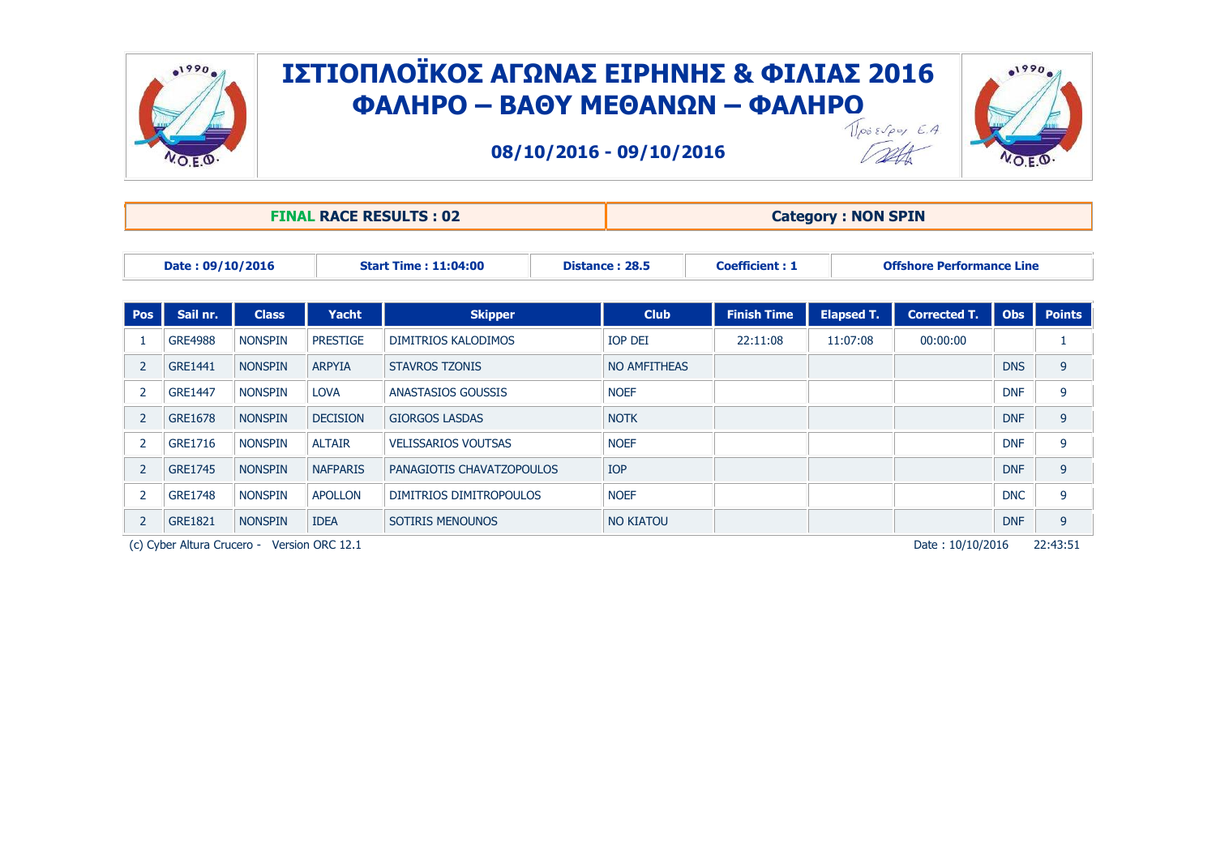# ΙΣΤΙΟΠΛΟΪΚΟΣ ΑΓΩΝΑΣ ΕΙΡΗΝΗΣ & ΦΙΛΙΑΣ 2016
## ΦΑΛΗΡΟ – ΒΑΘΥ ΜΕΘΑΝΩΝ – ΦΑΛΗΡΟ

**08/10/2016 - 09/10/2016**

Πρόεδρος Ε.Α

| **FINAL RACE RESULTS : 02** | **Category : NON SPIN** |
|---|---|

| Date : 09/10/2016 | Start Time : 11:04:00 | Distance : 28.5 | Coefficient : 1 | Offshore Performance Line |
|---|---|---|---|---|

| Pos | Sail nr. | Class | Yacht | Skipper | Club | Finish Time | Elapsed T. | Corrected T. | Obs | Points |
|---|---|---|---|---|---|---|---|---|---|---|
| 1 | GRE4988 | NONSPIN | PRESTIGE | DIMITRIOS KALODIMOS | IOP DEI | 22:11:08 | 11:07:08 | 00:00:00 | | 1 |
| 2 | GRE1441 | NONSPIN | ARPYIA | STAVROS TZONIS | NO AMFITHEAS | | | | DNS | 9 |
| 2 | GRE1447 | NONSPIN | LOVA | ANASTASIOS GOUSSIS | NOEF | | | | DNF | 9 |
| 2 | GRE1678 | NONSPIN | DECISION | GIORGOS LASDAS | NOTK | | | | DNF | 9 |
| 2 | GRE1716 | NONSPIN | ALTAIR | VELISSARIOS VOUTSAS | NOEF | | | | DNF | 9 |
| 2 | GRE1745 | NONSPIN | NAFPARIS | PANAGIOTIS CHAVATZOPOULOS | IOP | | | | DNF | 9 |
| 2 | GRE1748 | NONSPIN | APOLLON | DIMITRIOS DIMITROPOULOS | NOEF | | | | DNC | 9 |
| 2 | GRE1821 | NONSPIN | IDEA | SOTIRIS MENOUNOS | NO KIATOU | | | | DNF | 9 |

(c) Cyber Altura Crucero - Version ORC 12.1 Date : 10/10/2016 22:43:51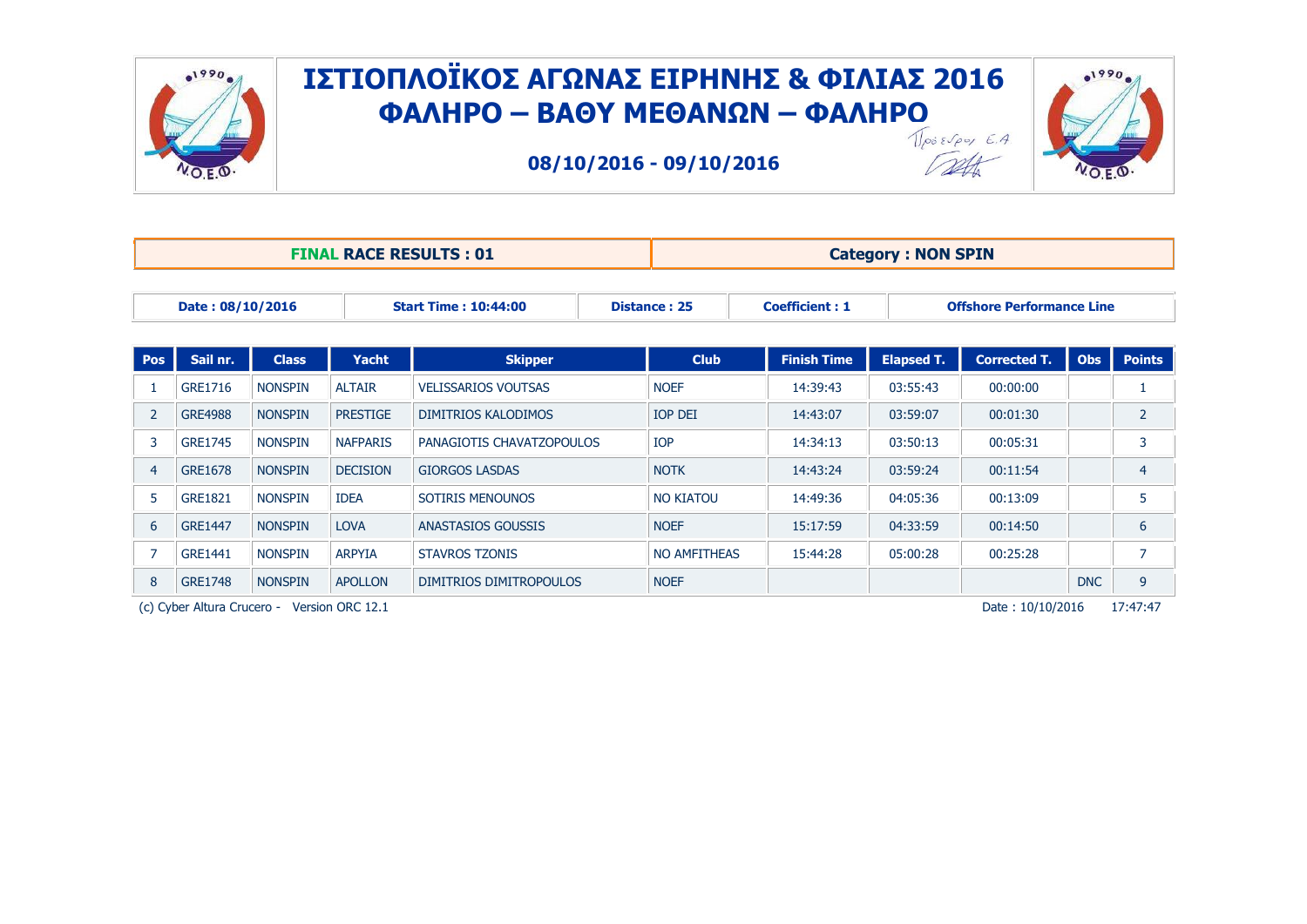# ΙΣΤΙΟΠΛΟΪΚΟΣ ΑΓΩΝΑΣ ΕΙΡΗΝΗΣ & ΦΙΛΙΑΣ 2016
## ΦΑΛΗΡΟ – ΒΑΘΥ ΜΕΘΑΝΩΝ – ΦΑΛΗΡΟ

**08/10/2016 - 09/10/2016**

Πρόεδρος Ε.Α

| **FINAL RACE RESULTS : 01** | **Category : NON SPIN** |
|---|---|

| **Date : 08/10/2016** | **Start Time : 10:44:00** | **Distance : 25** | **Coefficient : 1** | **Offshore Performance Line** |
|---|---|---|---|---|

| Pos | Sail nr. | Class | Yacht | Skipper | Club | Finish Time | Elapsed T. | Corrected T. | Obs | Points |
|---|---|---|---|---|---|---|---|---|---|---|
| 1 | GRE1716 | NONSPIN | ALTAIR | VELISSARIOS VOUTSAS | NOEF | 14:39:43 | 03:55:43 | 00:00:00 | | 1 |
| 2 | GRE4988 | NONSPIN | PRESTIGE | DIMITRIOS KALODIMOS | IOP DEI | 14:43:07 | 03:59:07 | 00:01:30 | | 2 |
| 3 | GRE1745 | NONSPIN | NAFPARIS | PANAGIOTIS CHAVATZOPOULOS | IOP | 14:34:13 | 03:50:13 | 00:05:31 | | 3 |
| 4 | GRE1678 | NONSPIN | DECISION | GIORGOS LASDAS | NOTK | 14:43:24 | 03:59:24 | 00:11:54 | | 4 |
| 5 | GRE1821 | NONSPIN | IDEA | SOTIRIS MENOUNOS | NO KIATOU | 14:49:36 | 04:05:36 | 00:13:09 | | 5 |
| 6 | GRE1447 | NONSPIN | LOVA | ANASTASIOS GOUSSIS | NOEF | 15:17:59 | 04:33:59 | 00:14:50 | | 6 |
| 7 | GRE1441 | NONSPIN | ARPYIA | STAVROS TZONIS | NO AMFITHEAS | 15:44:28 | 05:00:28 | 00:25:28 | | 7 |
| 8 | GRE1748 | NONSPIN | APOLLON | DIMITRIOS DIMITROPOULOS | NOEF | | | | DNC | 9 |

(c) Cyber Altura Crucero - Version ORC 12.1 Date : 10/10/2016 17:47:47